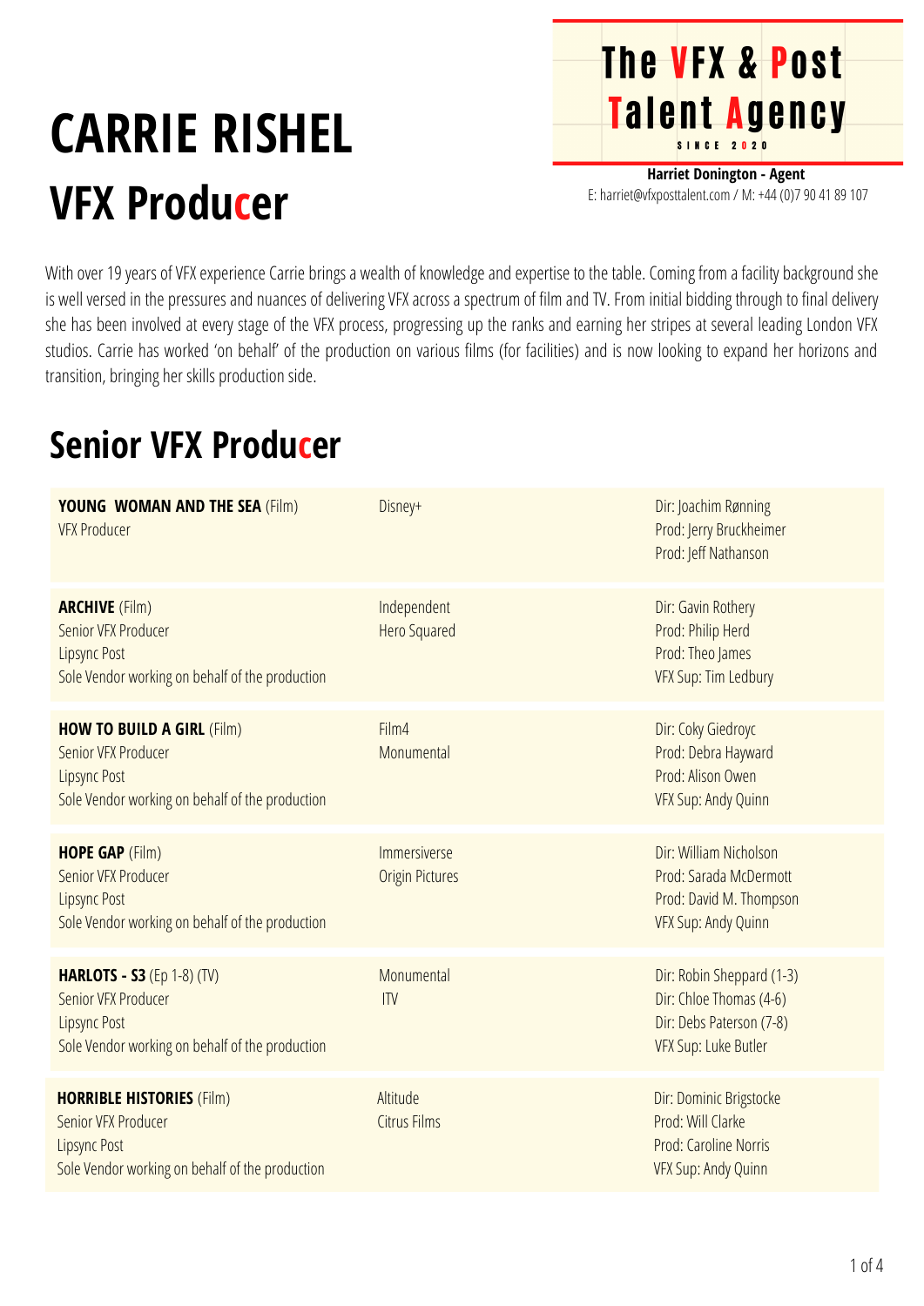# CARRIE RISHEL

## VFX Producer

**The VFX & Post Talent Agency**
SINCE 2020

**Harriet Donington - Agent**
E: harriet@vfxposttalent.com / M: +44 (0)7 90 41 89 107

With over 19 years of VFX experience Carrie brings a wealth of knowledge and expertise to the table. Coming from a facility background she is well versed in the pressures and nuances of delivering VFX across a spectrum of film and TV. From initial bidding through to final delivery she has been involved at every stage of the VFX process, progressing up the ranks and earning her stripes at several leading London VFX studios. Carrie has worked 'on behalf' of the production on various films (for facilities) and is now looking to expand her horizons and transition, bringing her skills production side.

## Senior VFX Producer

| | | |
|---|---|---|
| **YOUNG WOMAN AND THE SEA** (Film)<br>VFX Producer | Disney+ | Dir: Joachim Rønning<br>Prod: Jerry Bruckheimer<br>Prod: Jeff Nathanson |
| **ARCHIVE** (Film)<br>Senior VFX Producer<br>Lipsync Post<br>Sole Vendor working on behalf of the production | Independent<br>Hero Squared | Dir: Gavin Rothery<br>Prod: Philip Herd<br>Prod: Theo James<br>VFX Sup: Tim Ledbury |
| **HOW TO BUILD A GIRL** (Film)<br>Senior VFX Producer<br>Lipsync Post<br>Sole Vendor working on behalf of the production | Film4<br>Monumental | Dir: Coky Giedroyc<br>Prod: Debra Hayward<br>Prod: Alison Owen<br>VFX Sup: Andy Quinn |
| **HOPE GAP** (Film)<br>Senior VFX Producer<br>Lipsync Post<br>Sole Vendor working on behalf of the production | Immersiverse<br>Origin Pictures | Dir: William Nicholson<br>Prod: Sarada McDermott<br>Prod: David M. Thompson<br>VFX Sup: Andy Quinn |
| **HARLOTS - S3** (Ep 1-8) (TV)<br>Senior VFX Producer<br>Lipsync Post<br>Sole Vendor working on behalf of the production | Monumental<br>ITV | Dir: Robin Sheppard (1-3)<br>Dir: Chloe Thomas (4-6)<br>Dir: Debs Paterson (7-8)<br>VFX Sup: Luke Butler |
| **HORRIBLE HISTORIES** (Film)<br>Senior VFX Producer<br>Lipsync Post<br>Sole Vendor working on behalf of the production | Altitude<br>Citrus Films | Dir: Dominic Brigstocke<br>Prod: Will Clarke<br>Prod: Caroline Norris<br>VFX Sup: Andy Quinn |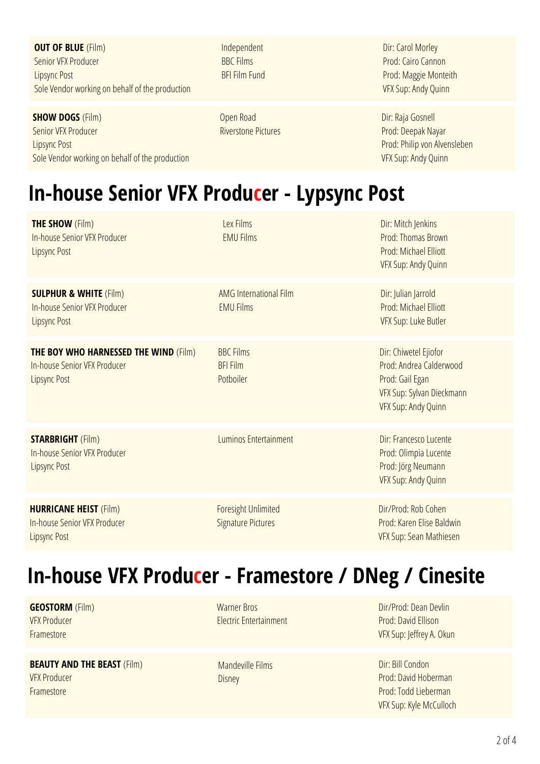| | | |
|---|---|---|
| **OUT OF BLUE** (Film)<br>Senior VFX Producer<br>Lipsync Post<br>Sole Vendor working on behalf of the production | Independent<br>BBC Films<br>BFI Film Fund | Dir: Carol Morley<br>Prod: Cairo Cannon<br>Prod: Maggie Monteith<br>VFX Sup: Andy Quinn |
| **SHOW DOGS** (Film)<br>Senior VFX Producer<br>Lipsync Post<br>Sole Vendor working on behalf of the production | Open Road<br>Riverstone Pictures | Dir: Raja Gosnell<br>Prod: Deepak Nayar<br>Prod: Philip von Alvensleben<br>VFX Sup: Andy Quinn |

# In-house Senior VFX Producer - Lypsync Post

| | | |
|---|---|---|
| **THE SHOW** (Film)<br>In-house Senior VFX Producer<br>Lipsync Post | Lex Films<br>EMU Films | Dir: Mitch Jenkins<br>Prod: Thomas Brown<br>Prod: Michael Elliott<br>VFX Sup: Andy Quinn |
| **SULPHUR & WHITE** (Film)<br>In-house Senior VFX Producer<br>Lipsync Post | AMG International Film<br>EMU Films | Dir: Julian Jarrold<br>Prod: Michael Elliott<br>VFX Sup: Luke Butler |
| **THE BOY WHO HARNESSED THE WIND** (Film)<br>In-house Senior VFX Producer<br>Lipsync Post | BBC Films<br>BFI Film<br>Potboiler | Dir: Chiwetel Ejiofor<br>Prod: Andrea Calderwood<br>Prod: Gail Egan<br>VFX Sup: Sylvan Dieckmann<br>VFX Sup: Andy Quinn |
| **STARBRIGHT** (Film)<br>In-house Senior VFX Producer<br>Lipsync Post | Luminos Entertainment | Dir: Francesco Lucente<br>Prod: Olimpia Lucente<br>Prod: Jörg Neumann<br>VFX Sup: Andy Quinn |
| **HURRICANE HEIST** (Film)<br>In-house Senior VFX Producer<br>Lipsync Post | Foresight Unlimited<br>Signature Pictures | Dir/Prod: Rob Cohen<br>Prod: Karen Elise Baldwin<br>VFX Sup: Sean Mathiesen |

# In-house VFX Producer - Framestore / DNeg / Cinesite

| | | |
|---|---|---|
| **GEOSTORM** (Film)<br>VFX Producer<br>Framestore | Warner Bros<br>Electric Entertainment | Dir/Prod: Dean Devlin<br>Prod: David Ellison<br>VFX Sup: Jeffrey A. Okun |
| **BEAUTY AND THE BEAST** (Film)<br>VFX Producer<br>Framestore | Mandeville Films<br>Disney | Dir: Bill Condon<br>Prod: David Hoberman<br>Prod: Todd Lieberman<br>VFX Sup: Kyle McCulloch |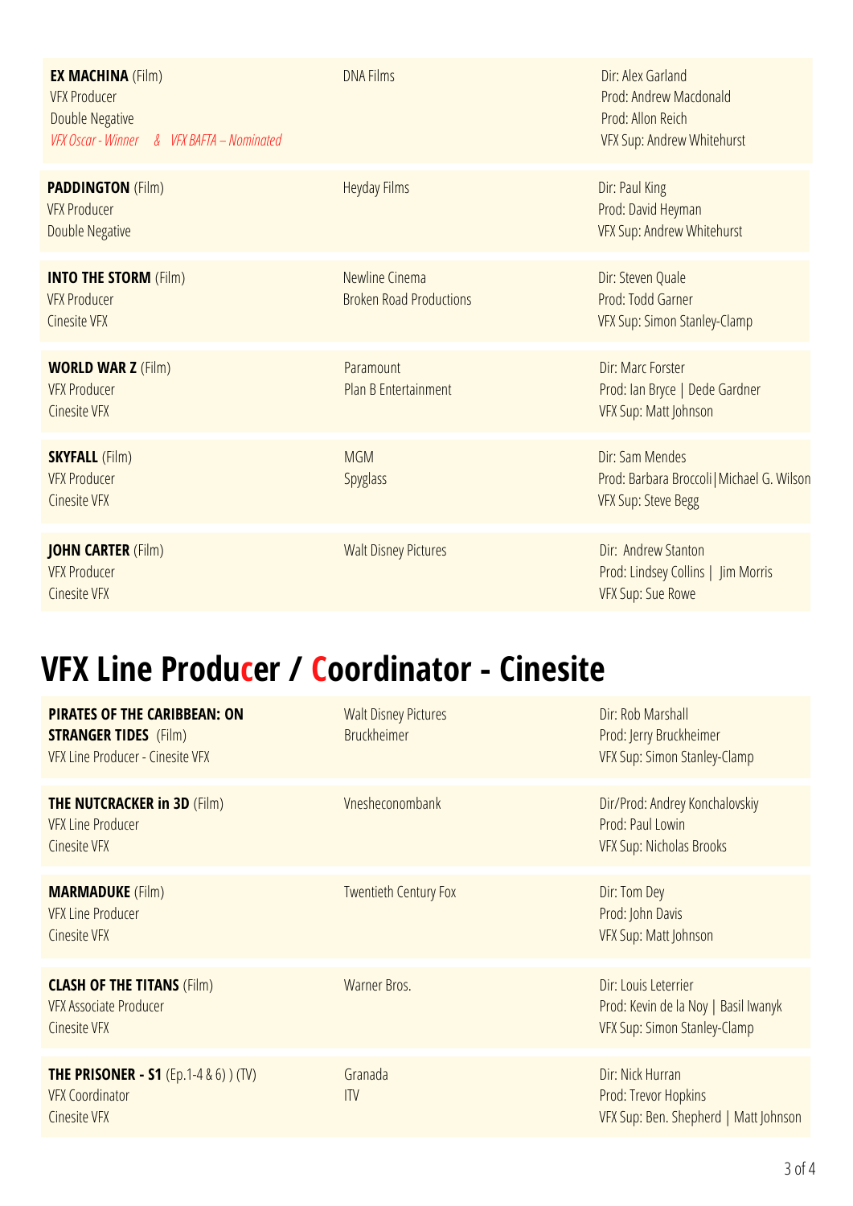| | | |
|---|---|---|
| **EX MACHINA** (Film)<br>VFX Producer<br>Double Negative<br>*VFX Oscar - Winner & VFX BAFTA – Nominated* | DNA Films | Dir: Alex Garland<br>Prod: Andrew Macdonald<br>Prod: Allon Reich<br>VFX Sup: Andrew Whitehurst |
| **PADDINGTON** (Film)<br>VFX Producer<br>Double Negative | Heyday Films | Dir: Paul King<br>Prod: David Heyman<br>VFX Sup: Andrew Whitehurst |
| **INTO THE STORM** (Film)<br>VFX Producer<br>Cinesite VFX | Newline Cinema<br>Broken Road Productions | Dir: Steven Quale<br>Prod: Todd Garner<br>VFX Sup: Simon Stanley-Clamp |
| **WORLD WAR Z** (Film)<br>VFX Producer<br>Cinesite VFX | Paramount<br>Plan B Entertainment | Dir: Marc Forster<br>Prod: Ian Bryce \| Dede Gardner<br>VFX Sup: Matt Johnson |
| **SKYFALL** (Film)<br>VFX Producer<br>Cinesite VFX | MGM<br>Spyglass | Dir: Sam Mendes<br>Prod: Barbara Broccoli\|Michael G. Wilson<br>VFX Sup: Steve Begg |
| **JOHN CARTER** (Film)<br>VFX Producer<br>Cinesite VFX | Walt Disney Pictures | Dir: Andrew Stanton<br>Prod: Lindsey Collins \| Jim Morris<br>VFX Sup: Sue Rowe |

# VFX Line Producer / Coordinator - Cinesite

| | | |
|---|---|---|
| **PIRATES OF THE CARIBBEAN: ON STRANGER TIDES** (Film)<br>VFX Line Producer - Cinesite VFX | Walt Disney Pictures<br>Bruckheimer | Dir: Rob Marshall<br>Prod: Jerry Bruckheimer<br>VFX Sup: Simon Stanley-Clamp |
| **THE NUTCRACKER in 3D** (Film)<br>VFX Line Producer<br>Cinesite VFX | Vnesheconombank | Dir/Prod: Andrey Konchalovskiy<br>Prod: Paul Lowin<br>VFX Sup: Nicholas Brooks |
| **MARMADUKE** (Film)<br>VFX Line Producer<br>Cinesite VFX | Twentieth Century Fox | Dir: Tom Dey<br>Prod: John Davis<br>VFX Sup: Matt Johnson |
| **CLASH OF THE TITANS** (Film)<br>VFX Associate Producer<br>Cinesite VFX | Warner Bros. | Dir: Louis Leterrier<br>Prod: Kevin de la Noy \| Basil Iwanyk<br>VFX Sup: Simon Stanley-Clamp |
| **THE PRISONER - S1** (Ep.1-4 & 6) ) (TV)<br>VFX Coordinator<br>Cinesite VFX | Granada<br>ITV | Dir: Nick Hurran<br>Prod: Trevor Hopkins<br>VFX Sup: Ben. Shepherd \| Matt Johnson |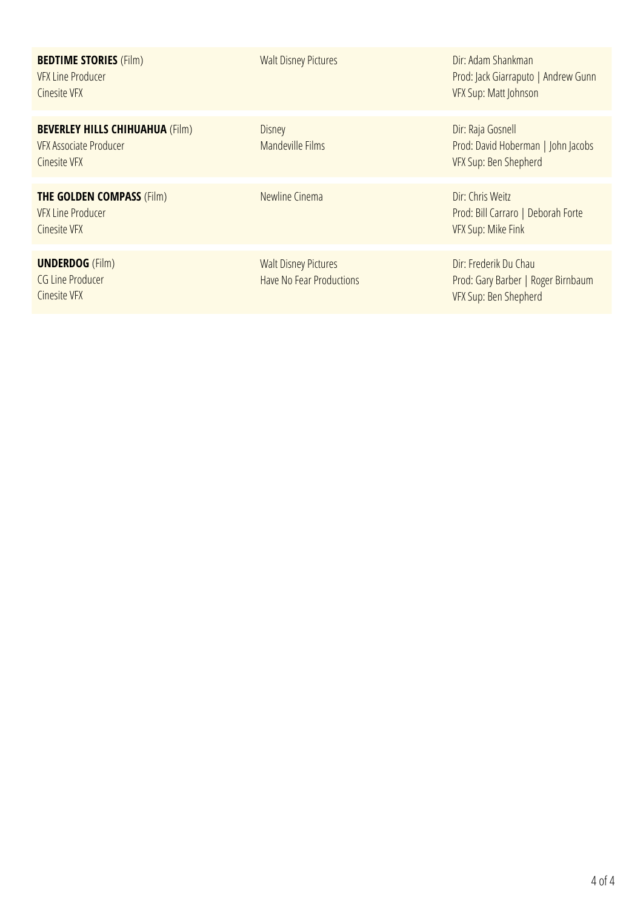| | | |
|---|---|---|
| **BEDTIME STORIES** (Film)<br>VFX Line Producer<br>Cinesite VFX | Walt Disney Pictures | Dir: Adam Shankman<br>Prod: Jack Giarraputo \| Andrew Gunn<br>VFX Sup: Matt Johnson |
| **BEVERLEY HILLS CHIHUAHUA** (Film)<br>VFX Associate Producer<br>Cinesite VFX | Disney<br>Mandeville Films | Dir: Raja Gosnell<br>Prod: David Hoberman \| John Jacobs<br>VFX Sup: Ben Shepherd |
| **THE GOLDEN COMPASS** (Film)<br>VFX Line Producer<br>Cinesite VFX | Newline Cinema | Dir: Chris Weitz<br>Prod: Bill Carraro \| Deborah Forte<br>VFX Sup: Mike Fink |
| **UNDERDOG** (Film)<br>CG Line Producer<br>Cinesite VFX | Walt Disney Pictures<br>Have No Fear Productions | Dir: Frederik Du Chau<br>Prod: Gary Barber \| Roger Birnbaum<br>VFX Sup: Ben Shepherd |